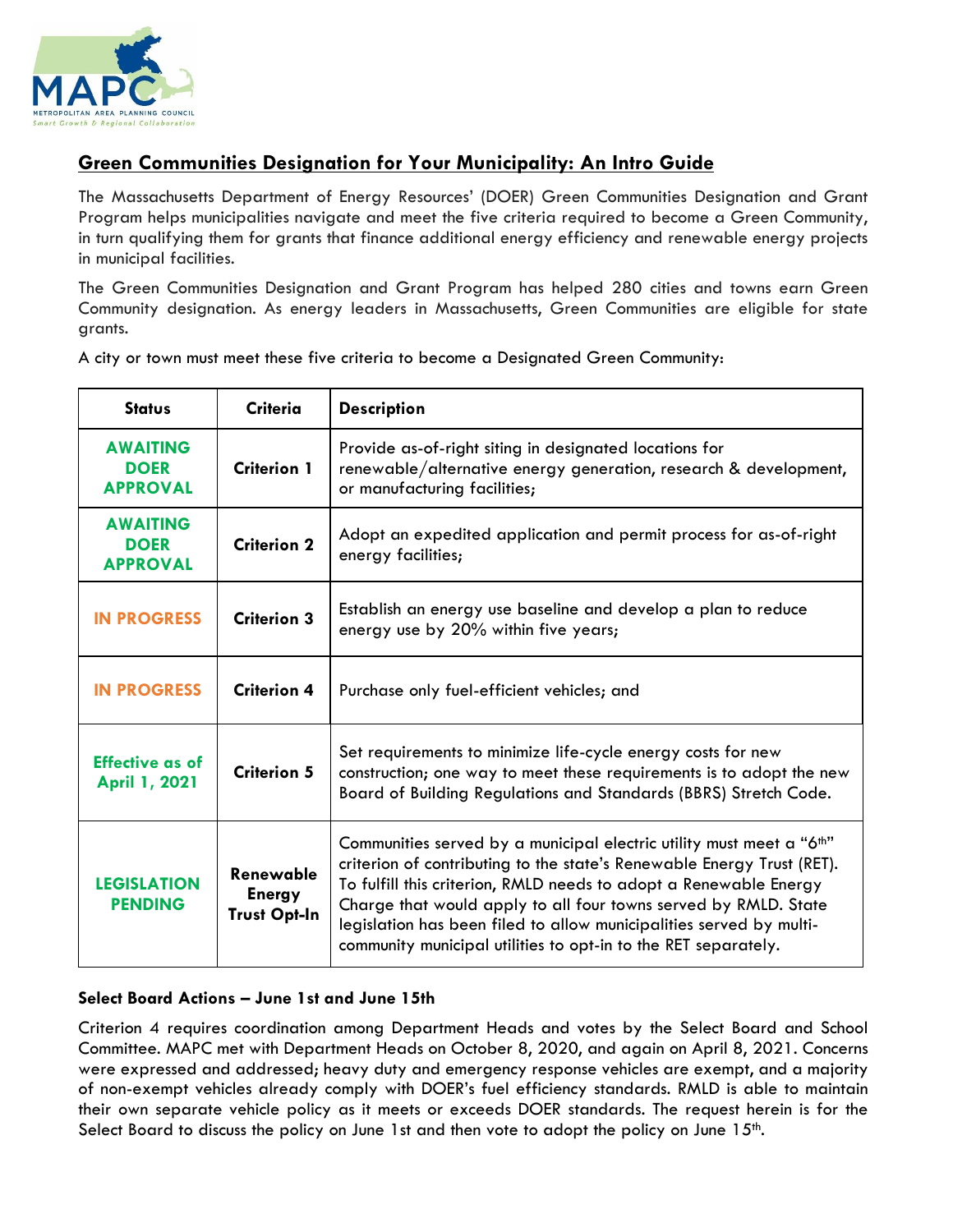## Green Communities Designation for Your Municipality: An Intro Guide

The Massachusetts Department of Energy Resources' (DOER) Green Communities Designation and Grant Program helps municipalities navigate and meet the five criteria required to become a Green Community, in turn qualifying them for grants that finance additional energy efficiency and renewable energy projects in municipal facilities.

The Green Communities Designation and Grant Program has helped 280 cities and towns earn Green Community designation. As energy leaders in Massachusetts, Green Communities are eligible for state grants.

A city or town must meet these five criteria to become a Designated Green Community:

| Status | Criteria | Description |
|---|---|---|
| **AWAITING DOER APPROVAL** | **Criterion 1** | Provide as-of-right siting in designated locations for renewable/alternative energy generation, research & development, or manufacturing facilities; |
| **AWAITING DOER APPROVAL** | **Criterion 2** | Adopt an expedited application and permit process for as-of-right energy facilities; |
| **IN PROGRESS** | **Criterion 3** | Establish an energy use baseline and develop a plan to reduce energy use by 20% within five years; |
| **IN PROGRESS** | **Criterion 4** | Purchase only fuel-efficient vehicles; and |
| **Effective as of April 1, 2021** | **Criterion 5** | Set requirements to minimize life-cycle energy costs for new construction; one way to meet these requirements is to adopt the new Board of Building Regulations and Standards (BBRS) Stretch Code. |
| **LEGISLATION PENDING** | **Renewable Energy Trust Opt-In** | Communities served by a municipal electric utility must meet a "6th" criterion of contributing to the state's Renewable Energy Trust (RET). To fulfill this criterion, RMLD needs to adopt a Renewable Energy Charge that would apply to all four towns served by RMLD. State legislation has been filed to allow municipalities served by multi-community municipal utilities to opt-in to the RET separately. |

**Select Board Actions – June 1st and June 15th**

Criterion 4 requires coordination among Department Heads and votes by the Select Board and School Committee. MAPC met with Department Heads on October 8, 2020, and again on April 8, 2021. Concerns were expressed and addressed; heavy duty and emergency response vehicles are exempt, and a majority of non-exempt vehicles already comply with DOER's fuel efficiency standards. RMLD is able to maintain their own separate vehicle policy as it meets or exceeds DOER standards. The request herein is for the Select Board to discuss the policy on June 1st and then vote to adopt the policy on June 15th.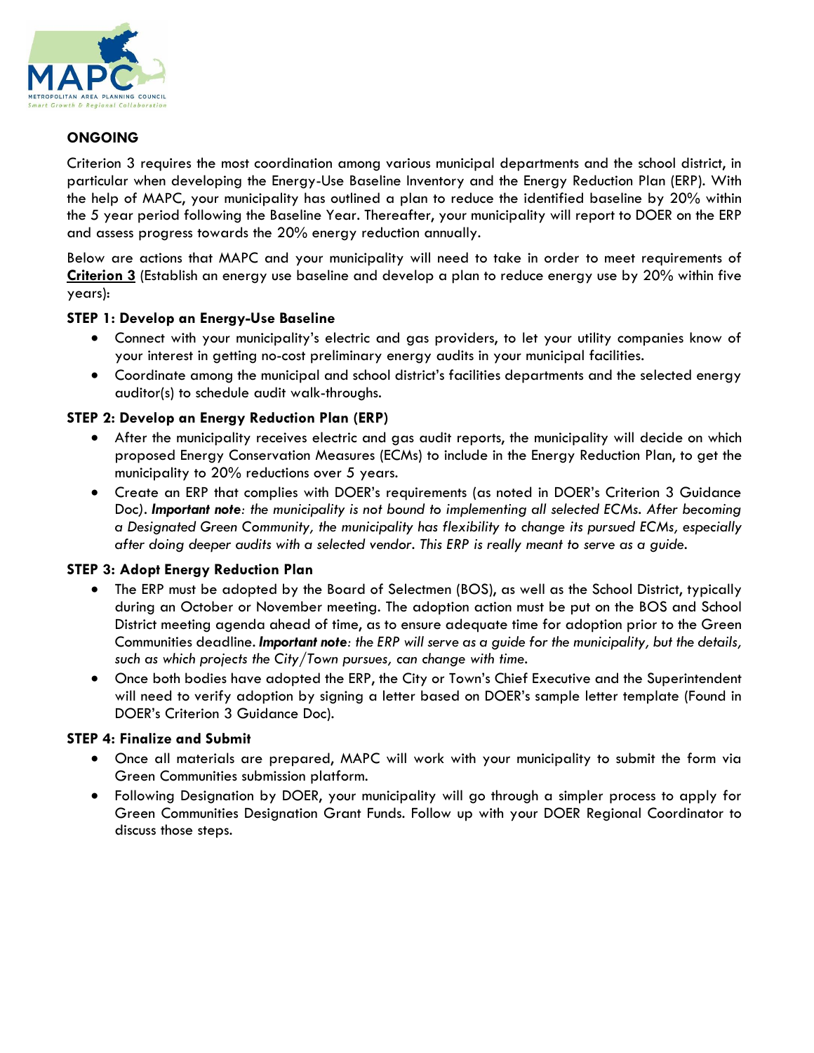**ONGOING**

Criterion 3 requires the most coordination among various municipal departments and the school district, in particular when developing the Energy-Use Baseline Inventory and the Energy Reduction Plan (ERP). With the help of MAPC, your municipality has outlined a plan to reduce the identified baseline by 20% within the 5 year period following the Baseline Year. Thereafter, your municipality will report to DOER on the ERP and assess progress towards the 20% energy reduction annually.

Below are actions that MAPC and your municipality will need to take in order to meet requirements of **Criterion 3** (Establish an energy use baseline and develop a plan to reduce energy use by 20% within five years):

**STEP 1: Develop an Energy-Use Baseline**

- Connect with your municipality's electric and gas providers, to let your utility companies know of your interest in getting no-cost preliminary energy audits in your municipal facilities.
- Coordinate among the municipal and school district's facilities departments and the selected energy auditor(s) to schedule audit walk-throughs.

**STEP 2: Develop an Energy Reduction Plan (ERP)**

- After the municipality receives electric and gas audit reports, the municipality will decide on which proposed Energy Conservation Measures (ECMs) to include in the Energy Reduction Plan, to get the municipality to 20% reductions over 5 years.
- Create an ERP that complies with DOER's requirements (as noted in DOER's Criterion 3 Guidance Doc). ***Important note****: the municipality is not bound to implementing all selected ECMs. After becoming a Designated Green Community, the municipality has flexibility to change its pursued ECMs, especially after doing deeper audits with a selected vendor. This ERP is really meant to serve as a guide.*

**STEP 3: Adopt Energy Reduction Plan**

- The ERP must be adopted by the Board of Selectmen (BOS), as well as the School District, typically during an October or November meeting. The adoption action must be put on the BOS and School District meeting agenda ahead of time, as to ensure adequate time for adoption prior to the Green Communities deadline. ***Important note****: the ERP will serve as a guide for the municipality, but the details, such as which projects the City/Town pursues, can change with time.*
- Once both bodies have adopted the ERP, the City or Town's Chief Executive and the Superintendent will need to verify adoption by signing a letter based on DOER's sample letter template (Found in DOER's Criterion 3 Guidance Doc).

**STEP 4: Finalize and Submit**

- Once all materials are prepared, MAPC will work with your municipality to submit the form via Green Communities submission platform.
- Following Designation by DOER, your municipality will go through a simpler process to apply for Green Communities Designation Grant Funds. Follow up with your DOER Regional Coordinator to discuss those steps.